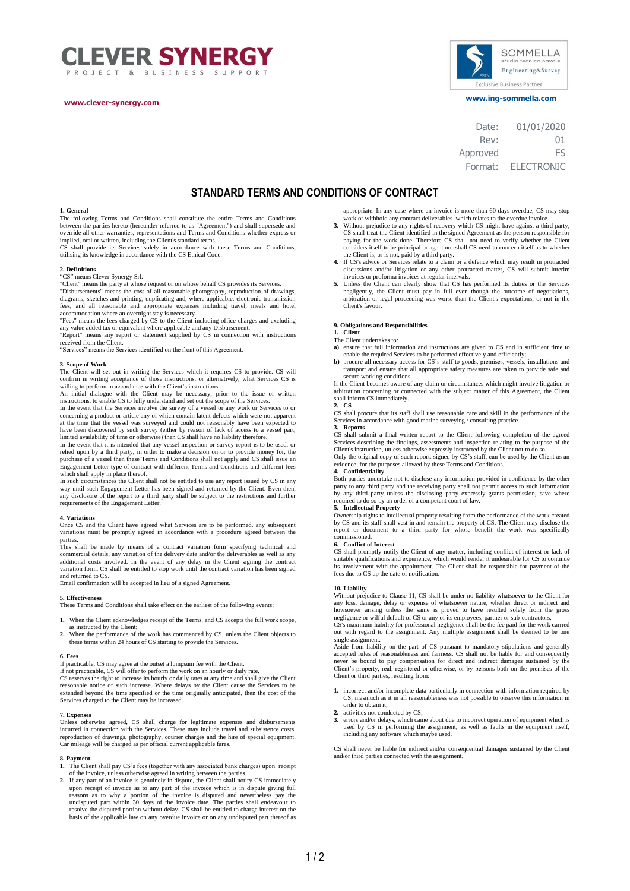**CLEVER SYNERGY**
PROJECT & BUSINESS SUPPORT

www.clever-synergy.com

SOMMELLA
studio tecnico navale
Engineering&Survey
Exclusive Business Partner

www.ing-sommella.com

| | |
|---|---|
| Date: | 01/01/2020 |
| Rev: | 01 |
| Approved | FS |
| Format: | ELECTRONIC |

# STANDARD TERMS AND CONDITIONS OF CONTRACT

## 1. General

The following Terms and Conditions shall constitute the entire Terms and Conditions between the parties hereto (hereunder referred to as "Agreement") and shall supersede and override all other warranties, representations and Terms and Conditions whether express or implied, oral or written, including the Client's standard terms.

CS shall provide its Services solely in accordance with these Terms and Conditions, utilising its knowledge in accordance with the CS Ethical Code.

## 2. Definitions

"CS" means Clever Synergy Srl.

"Client" means the party at whose request or on whose behalf CS provides its Services.

"Disbursements" means the cost of all reasonable photography, reproduction of drawings, diagrams, sketches and printing, duplicating and, where applicable, electronic transmission fees, and all reasonable and appropriate expenses including travel, meals and hotel accommodation where an overnight stay is necessary.

"Fees" means the fees charged by CS to the Client including office charges and excluding any value added tax or equivalent where applicable and any Disbursement.

"Report" means any report or statement supplied by CS in connection with instructions received from the Client.

"Services" means the Services identified on the front of this Agreement.

## 3. Scope of Work

The Client will set out in writing the Services which it requires CS to provide. CS will confirm in writing acceptance of those instructions, or alternatively, what Services CS is willing to perform in accordance with the Client's instructions.

An initial dialogue with the Client may be necessary, prior to the issue of written instructions, to enable CS to fully understand and set out the scope of the Services.

In the event that the Services involve the survey of a vessel or any work or Services to or concerning a product or article any of which contain latent defects which were not apparent at the time that the vessel was surveyed and could not reasonably have been expected to have been discovered by such survey (either by reason of lack of access to a vessel part, limited availability of time or otherwise) then CS shall have no liability therefore.

In the event that it is intended that any vessel inspection or survey report is to be used, or relied upon by a third party, in order to make a decision on or to provide money for, the purchase of a vessel then these Terms and Conditions shall not apply and CS shall issue an Engagement Letter type of contract with different Terms and Conditions and different fees which shall apply in place thereof.

In such circumstances the Client shall not be entitled to use any report issued by CS in any way until such Engagement Letter has been signed and returned by the Client. Even then, any disclosure of the report to a third party shall be subject to the restrictions and further requirements of the Engagement Letter.

## 4. Variations

Once CS and the Client have agreed what Services are to be performed, any subsequent variations must be promptly agreed in accordance with a procedure agreed between the parties.

This shall be made by means of a contract variation form specifying technical and commercial details, any variation of the delivery date and/or the deliverables as well as any additional costs involved. In the event of any delay in the Client signing the contract variation form, CS shall be entitled to stop work until the contract variation has been signed and returned to CS.

Email confirmation will be accepted in lieu of a signed Agreement.

## 5. Effectiveness

These Terms and Conditions shall take effect on the earliest of the following events:

1. When the Client acknowledges receipt of the Terms, and CS accepts the full work scope, as instructed by the Client;
2. When the performance of the work has commenced by CS, unless the Client objects to these terms within 24 hours of CS starting to provide the Services.

## 6. Fees

If practicable, CS may agree at the outset a lumpsum fee with the Client.

If not practicable, CS will offer to perform the work on an hourly or daily rate.

CS reserves the right to increase its hourly or daily rates at any time and shall give the Client reasonable notice of such increase. Where delays by the Client cause the Services to be extended beyond the time specified or the time originally anticipated, then the cost of the Services charged to the Client may be increased.

## 7. Expenses

Unless otherwise agreed, CS shall charge for legitimate expenses and disbursements incurred in connection with the Services. These may include travel and subsistence costs, reproduction of drawings, photography, courier charges and the hire of special equipment. Car mileage will be charged as per official current applicable fares.

## 8. Payment

1. The Client shall pay CS's fees (together with any associated bank charges) upon receipt of the invoice, unless otherwise agreed in writing between the parties.
2. If any part of an invoice is genuinely in dispute, the Client shall notify CS immediately upon receipt of invoice as to any part of the invoice which is in dispute giving full reasons as to why a portion of the invoice is disputed and nevertheless pay the undisputed part within 30 days of the invoice date. The parties shall endeavour to resolve the disputed portion without delay. CS shall be entitled to charge interest on the basis of the applicable law on any overdue invoice or on any undisputed part thereof as appropriate. In any case where an invoice is more than 60 days overdue, CS may stop work or withhold any contract deliverables which relates to the overdue invoice.
3. Without prejudice to any rights of recovery which CS might have against a third party, CS shall treat the Client identified in the signed Agreement as the person responsible for paying for the work done. Therefore CS shall not need to verify whether the Client considers itself to be principal or agent nor shall CS need to concern itself as to whether the Client is, or is not, paid by a third party.
4. If CS's advice or Services relate to a claim or a defence which may result in protracted discussions and/or litigation or any other protracted matter, CS will submit interim invoices or proforma invoices at regular intervals.
5. Unless the Client can clearly show that CS has performed its duties or the Services negligently, the Client must pay in full even though the outcome of negotiations, arbitration or legal proceeding was worse than the Client's expectations, or not in the Client's favour.

## 9. Obligations and Responsibilities

**1. Client**

The Client undertakes to:

a) ensure that full information and instructions are given to CS and in sufficient time to enable the required Services to be performed effectively and efficiently;
b) procure all necessary access for CS's staff to goods, premises, vessels, installations and transport and ensure that all appropriate safety measures are taken to provide safe and secure working conditions.

If the Client becomes aware of any claim or circumstances which might involve litigation or arbitration concerning or connected with the subject matter of this Agreement, the Client shall inform CS immediately.

**2. CS**

CS shall procure that its staff shall use reasonable care and skill in the performance of the Services in accordance with good marine surveying / consulting practice.

**3. Reports**

CS shall submit a final written report to the Client following completion of the agreed Services describing the findings, assessments and inspection relating to the purpose of the Client's instruction, unless otherwise expressly instructed by the Client not to do so.

Only the original copy of such report, signed by CS's staff, can be used by the Client as an evidence, for the purposes allowed by these Terms and Conditions.

**4. Confidentiality**

Both parties undertake not to disclose any information provided in confidence by the other party to any third party and the receiving party shall not permit access to such information by any third party unless the disclosing party expressly grants permission, save where required to do so by an order of a competent court of law.

**5. Intellectual Property**

Ownership rights to intellectual property resulting from the performance of the work created by CS and its staff shall vest in and remain the property of CS. The Client may disclose the report or document to a third party for whose benefit the work was specifically commissioned.

**6. Conflict of Interest**

CS shall promptly notify the Client of any matter, including conflict of interest or lack of suitable qualifications and experience, which would render it undesirable for CS to continue its involvement with the appointment. The Client shall be responsible for payment of the fees due to CS up the date of notification.

## 10. Liability

Without prejudice to Clause 11, CS shall be under no liability whatsoever to the Client for any loss, damage, delay or expense of whatsoever nature, whether direct or indirect and howsoever arising unless the same is proved to have resulted solely from the gross negligence or wilful default of CS or any of its employees, partner or sub-contractors.

CS's maximum liability for professional negligence shall be the fee paid for the work carried out with regard to the assignment. Any multiple assignment shall be deemed to be one single assignment.

Aside from liability on the part of CS pursuant to mandatory stipulations and generally accepted rules of reasonableness and fairness, CS shall not be liable for and consequently never be bound to pay compensation for direct and indirect damages sustained by the Client's property, real, registered or otherwise, or by persons both on the premises of the Client or third parties, resulting from:

1. incorrect and/or incomplete data particularly in connection with information required by CS, inasmuch as it in all reasonableness was not possible to observe this information in order to obtain it;
2. activities not conducted by CS;
3. errors and/or delays, which came about due to incorrect operation of equipment which is used by CS in performing the assignment, as well as faults in the equipment itself, including any software which maybe used.

CS shall never be liable for indirect and/or consequential damages sustained by the Client and/or third parties connected with the assignment.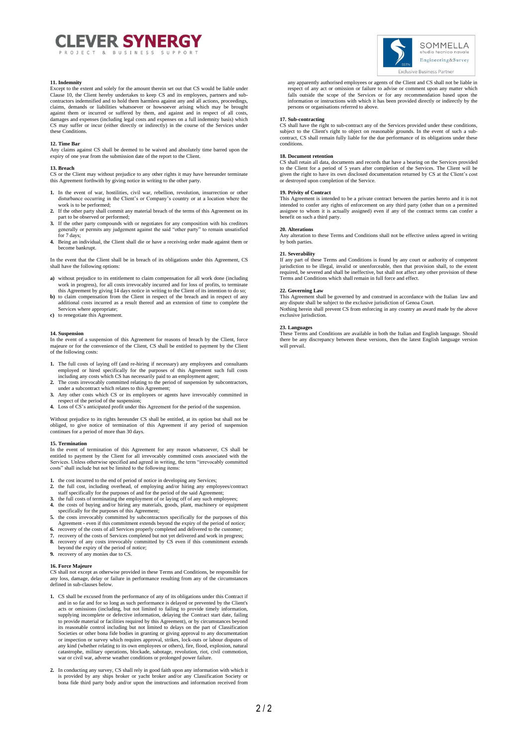**11. Indemnity**
Except to the extent and solely for the amount therein set out that CS would be liable under Clause 10, the Client hereby undertakes to keep CS and its employees, partners and sub-contractors indemnified and to hold them harmless against any and all actions, proceedings, claims, demands or liabilities whatsoever or howsoever arising which may be brought against them or incurred or suffered by them, and against and in respect of all costs, damages and expenses (including legal costs and expenses on a full indemnity basis) which CS may suffer or incur (either directly or indirectly) in the course of the Services under these Conditions.

**12. Time Bar**
Any claims against CS shall be deemed to be waived and absolutely time barred upon the expiry of one year from the submission date of the report to the Client.

**13. Breach**
CS or the Client may without prejudice to any other rights it may have hereunder terminate this Agreement forthwith by giving notice in writing to the other party.

1. In the event of war, hostilities, civil war, rebellion, revolution, insurrection or other disturbance occurring in the Client's or Company's country or at a location where the work is to be performed;
2. If the other party shall commit any material breach of the terms of this Agreement on its part to be observed or performed;
3. If the other party compounds with or negotiates for any composition with his creditors generally or permits any judgement against the said "other party" to remain unsatisfied for 7 days;
4. Being an individual, the Client shall die or have a receiving order made against them or become bankrupt.

In the event that the Client shall be in breach of its obligations under this Agreement, CS shall have the following options:

a) without prejudice to its entitlement to claim compensation for all work done (including work in progress), for all costs irrevocably incurred and for loss of profits, to terminate this Agreement by giving 14 days notice in writing to the Client of its intention to do so;
b) to claim compensation from the Client in respect of the breach and in respect of any additional costs incurred as a result thereof and an extension of time to complete the Services where appropriate;
c) to renegotiate this Agreement.

**14. Suspension**
In the event of a suspension of this Agreement for reasons of breach by the Client, force majeure or for the convenience of the Client, CS shall be entitled to payment by the Client of the following costs:

1. The full costs of laying off (and re-hiring if necessary) any employees and consultants employed or hired specifically for the purposes of this Agreement such full costs including any costs which CS has necessarily paid to an employment agent;
2. The costs irrevocably committed relating to the period of suspension by subcontractors, under a subcontract which relates to this Agreement;
3. Any other costs which CS or its employees or agents have irrevocably committed in respect of the period of the suspension;
4. Loss of CS's anticipated profit under this Agreement for the period of the suspension.

Without prejudice to its rights hereunder CS shall be entitled, at its option but shall not be obliged, to give notice of termination of this Agreement if any period of suspension continues for a period of more than 30 days.

**15. Termination**
In the event of termination of this Agreement for any reason whatsoever, CS shall be entitled to payment by the Client for all irrevocably committed costs associated with the Services. Unless otherwise specified and agreed in writing, the term "irrevocably committed costs" shall include but not be limited to the following items:

1. the cost incurred to the end of period of notice in developing any Services;
2. the full cost, including overhead, of employing and/or hiring any employees/contract staff specifically for the purposes of and for the period of the said Agreement;
3. the full costs of terminating the employment of or laying off of any such employees;
4. the costs of buying and/or hiring any materials, goods, plant, machinery or equipment specifically for the purposes of this Agreement;
5. the costs irrevocably committed by subcontractors specifically for the purposes of this Agreement - even if this commitment extends beyond the expiry of the period of notice;
6. recovery of the costs of all Services properly completed and delivered to the customer;
7. recovery of the costs of Services completed but not yet delivered and work in progress;
8. recovery of any costs irrevocably committed by CS even if this commitment extends beyond the expiry of the period of notice;
9. recovery of any monies due to CS.

**16. Force Majeure**
CS shall not except as otherwise provided in these Terms and Conditions, be responsible for any loss, damage, delay or failure in performance resulting from any of the circumstances defined in sub-clauses below.

1. CS shall be excused from the performance of any of its obligations under this Contract if and in so far and for so long as such performance is delayed or prevented by the Client's acts or omissions (including, but not limited to failing to provide timely information, supplying incomplete or defective information, delaying the Contract start date, failing to provide material or facilities required by this Agreement), or by circumstances beyond its reasonable control including but not limited to delays on the part of Classification Societies or other bona fide bodies in granting or giving approval to any documentation or inspection or survey which requires approval, strikes, lock-outs or labour disputes of any kind (whether relating to its own employees or others), fire, flood, explosion, natural catastrophe, military operations, blockade, sabotage, revolution, riot, civil commotion, war or civil war, adverse weather conditions or prolonged power failure.

2. In conducting any survey, CS shall rely in good faith upon any information with which it is provided by any ships broker or yacht broker and/or any Classification Society or bona fide third party body and/or upon the instructions and information received from any apparently authorised employees or agents of the Client and CS shall not be liable in respect of any act or omission or failure to advise or comment upon any matter which falls outside the scope of the Services or for any recommendation based upon the information or instructions with which it has been provided directly or indirectly by the persons or organisations referred to above.

**17. Sub-contracting**
CS shall have the right to sub-contract any of the Services provided under these conditions, subject to the Client's right to object on reasonable grounds. In the event of such a sub-contract, CS shall remain fully liable for the due performance of its obligations under these conditions.

**18. Document retention**
CS shall retain all data, documents and records that have a bearing on the Services provided to the Client for a period of 5 years after completion of the Services. The Client will be given the right to have its own disclosed documentation returned by CS at the Client's cost or destroyed upon completion of the Service.

**19. Privity of Contract**
This Agreement is intended to be a private contract between the parties hereto and it is not intended to confer any rights of enforcement on any third party (other than on a permitted assignee to whom it is actually assigned) even if any of the contract terms can confer a benefit on such a third party.

**20. Alterations**
Any alteration to these Terms and Conditions shall not be effective unless agreed in writing by both parties.

**21. Severability**
If any part of these Terms and Conditions is found by any court or authority of competent jurisdiction to be illegal, invalid or unenforceable, then that provision shall, to the extent required, be severed and shall be ineffective, but shall not affect any other provision of these Terms and Conditions which shall remain in full force and effect.

**22. Governing Law**
This Agreement shall be governed by and construed in accordance with the Italian law and any dispute shall be subject to the exclusive jurisdiction of Genoa Court.
Nothing herein shall prevent CS from enforcing in any country an award made by the above exclusive jurisdiction.

**23. Languages**
These Terms and Conditions are available in both the Italian and English language. Should there be any discrepancy between these versions, then the latest English language version will prevail.